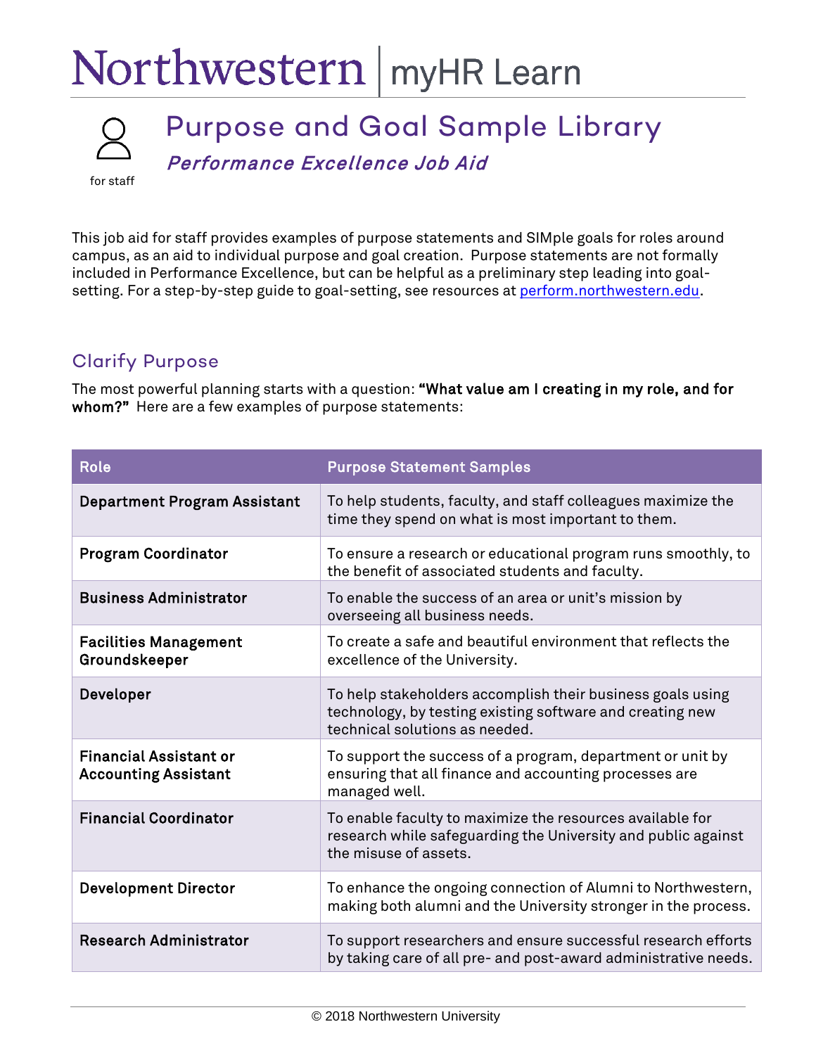# Northwestern | myHR Learn

for staff

## Purpose and Goal Sample Library

### *Performance Excellence Job Aid*

This job aid for staff provides examples of purpose statements and SIMple goals for roles around campus, as an aid to individual purpose and goal creation. Purpose statements are not formally included in Performance Excellence, but can be helpful as a preliminary step leading into goal-setting. For a step-by-step guide to goal-setting, see resources at perform.northwestern.edu.

## Clarify Purpose

The most powerful planning starts with a question: **"What value am I creating in my role, and for whom?"** Here are a few examples of purpose statements:

| Role | Purpose Statement Samples |
|---|---|
| **Department Program Assistant** | To help students, faculty, and staff colleagues maximize the time they spend on what is most important to them. |
| **Program Coordinator** | To ensure a research or educational program runs smoothly, to the benefit of associated students and faculty. |
| **Business Administrator** | To enable the success of an area or unit's mission by overseeing all business needs. |
| **Facilities Management Groundskeeper** | To create a safe and beautiful environment that reflects the excellence of the University. |
| **Developer** | To help stakeholders accomplish their business goals using technology, by testing existing software and creating new technical solutions as needed. |
| **Financial Assistant or Accounting Assistant** | To support the success of a program, department or unit by ensuring that all finance and accounting processes are managed well. |
| **Financial Coordinator** | To enable faculty to maximize the resources available for research while safeguarding the University and public against the misuse of assets. |
| **Development Director** | To enhance the ongoing connection of Alumni to Northwestern, making both alumni and the University stronger in the process. |
| **Research Administrator** | To support researchers and ensure successful research efforts by taking care of all pre- and post-award administrative needs. |

© 2018 Northwestern University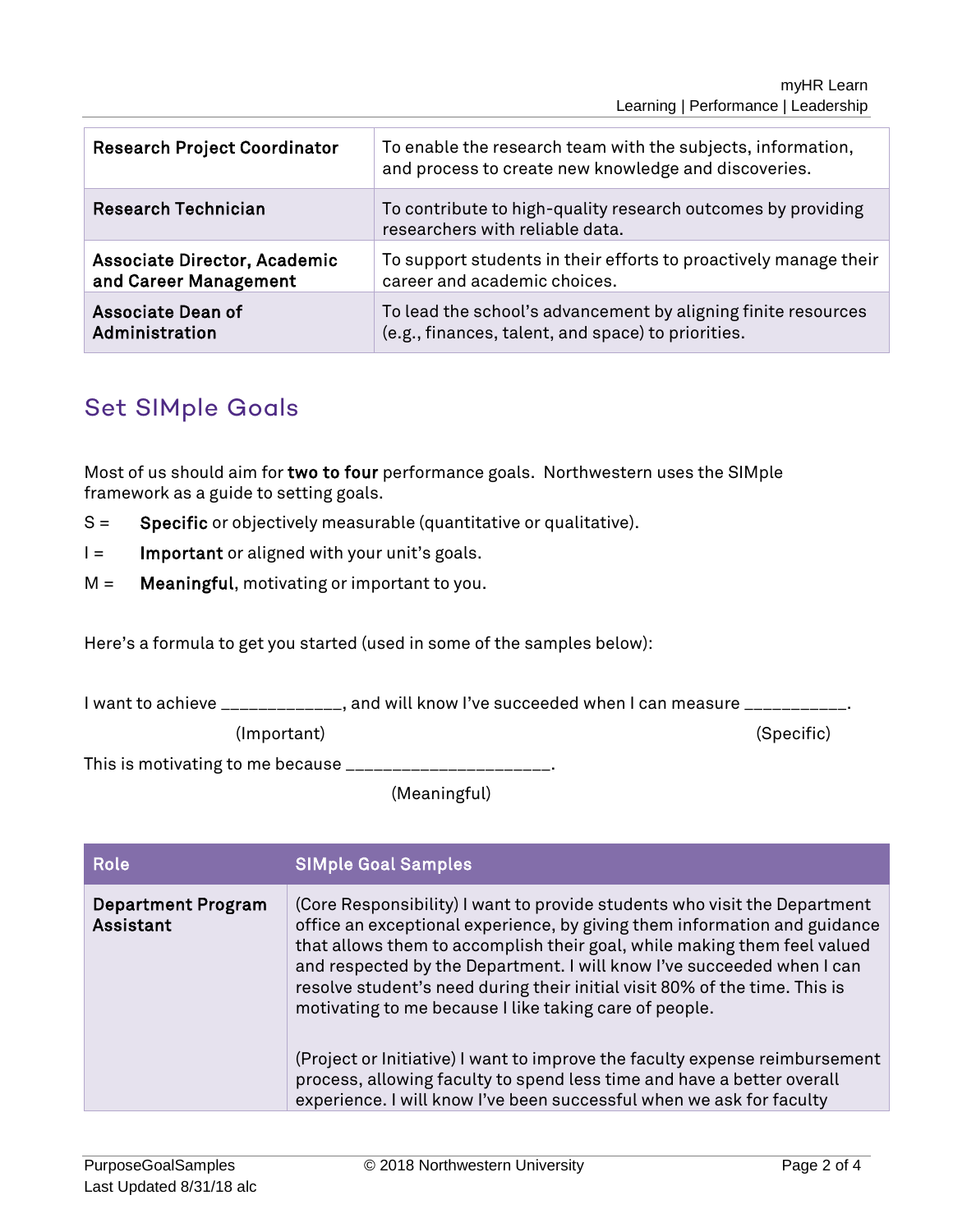| | |
|---|---|
| **Research Project Coordinator** | To enable the research team with the subjects, information, and process to create new knowledge and discoveries. |
| **Research Technician** | To contribute to high-quality research outcomes by providing researchers with reliable data. |
| **Associate Director, Academic and Career Management** | To support students in their efforts to proactively manage their career and academic choices. |
| **Associate Dean of Administration** | To lead the school's advancement by aligning finite resources (e.g., finances, talent, and space) to priorities. |

## Set SIMple Goals

Most of us should aim for **two to four** performance goals. Northwestern uses the SIMple framework as a guide to setting goals.

S = **Specific** or objectively measurable (quantitative or qualitative).

I = **Important** or aligned with your unit's goals.

M = **Meaningful**, motivating or important to you.

Here's a formula to get you started (used in some of the samples below):

I want to achieve ____________ (Important), and will know I've succeeded when I can measure __________ (Specific).

This is motivating to me because ____________________ (Meaningful).

| Role | SIMple Goal Samples |
|---|---|
| **Department Program Assistant** | (Core Responsibility) I want to provide students who visit the Department office an exceptional experience, by giving them information and guidance that allows them to accomplish their goal, while making them feel valued and respected by the Department. I will know I've succeeded when I can resolve student's need during their initial visit 80% of the time. This is motivating to me because I like taking care of people.<br><br>(Project or Initiative) I want to improve the faculty expense reimbursement process, allowing faculty to spend less time and have a better overall experience. I will know I've been successful when we ask for faculty |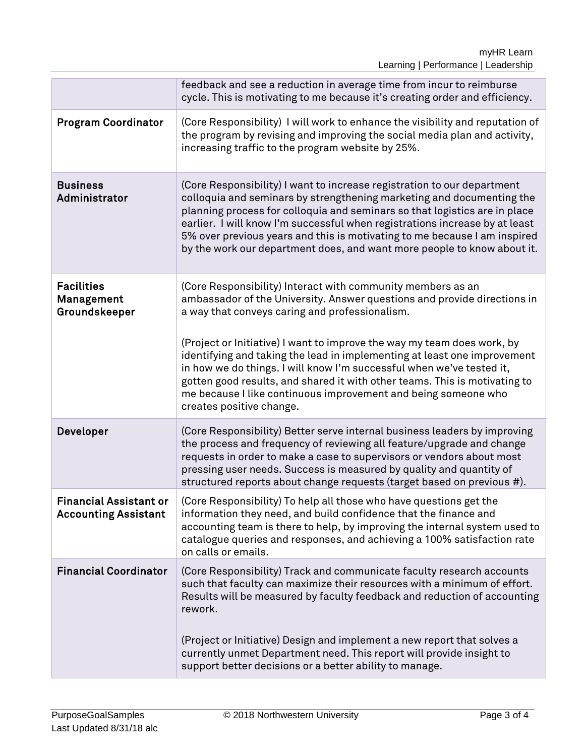| | |
|---|---|
| | feedback and see a reduction in average time from incur to reimburse cycle. This is motivating to me because it's creating order and efficiency. |
| **Program Coordinator** | (Core Responsibility) I will work to enhance the visibility and reputation of the program by revising and improving the social media plan and activity, increasing traffic to the program website by 25%. |
| **Business Administrator** | (Core Responsibility) I want to increase registration to our department colloquia and seminars by strengthening marketing and documenting the planning process for colloquia and seminars so that logistics are in place earlier. I will know I'm successful when registrations increase by at least 5% over previous years and this is motivating to me because I am inspired by the work our department does, and want more people to know about it. |
| **Facilities Management Groundskeeper** | (Core Responsibility) Interact with community members as an ambassador of the University. Answer questions and provide directions in a way that conveys caring and professionalism.<br><br>(Project or Initiative) I want to improve the way my team does work, by identifying and taking the lead in implementing at least one improvement in how we do things. I will know I'm successful when we've tested it, gotten good results, and shared it with other teams. This is motivating to me because I like continuous improvement and being someone who creates positive change. |
| **Developer** | (Core Responsibility) Better serve internal business leaders by improving the process and frequency of reviewing all feature/upgrade and change requests in order to make a case to supervisors or vendors about most pressing user needs. Success is measured by quality and quantity of structured reports about change requests (target based on previous #). |
| **Financial Assistant or Accounting Assistant** | (Core Responsibility) To help all those who have questions get the information they need, and build confidence that the finance and accounting team is there to help, by improving the internal system used to catalogue queries and responses, and achieving a 100% satisfaction rate on calls or emails. |
| **Financial Coordinator** | (Core Responsibility) Track and communicate faculty research accounts such that faculty can maximize their resources with a minimum of effort. Results will be measured by faculty feedback and reduction of accounting rework.<br><br>(Project or Initiative) Design and implement a new report that solves a currently unmet Department need. This report will provide insight to support better decisions or a better ability to manage. |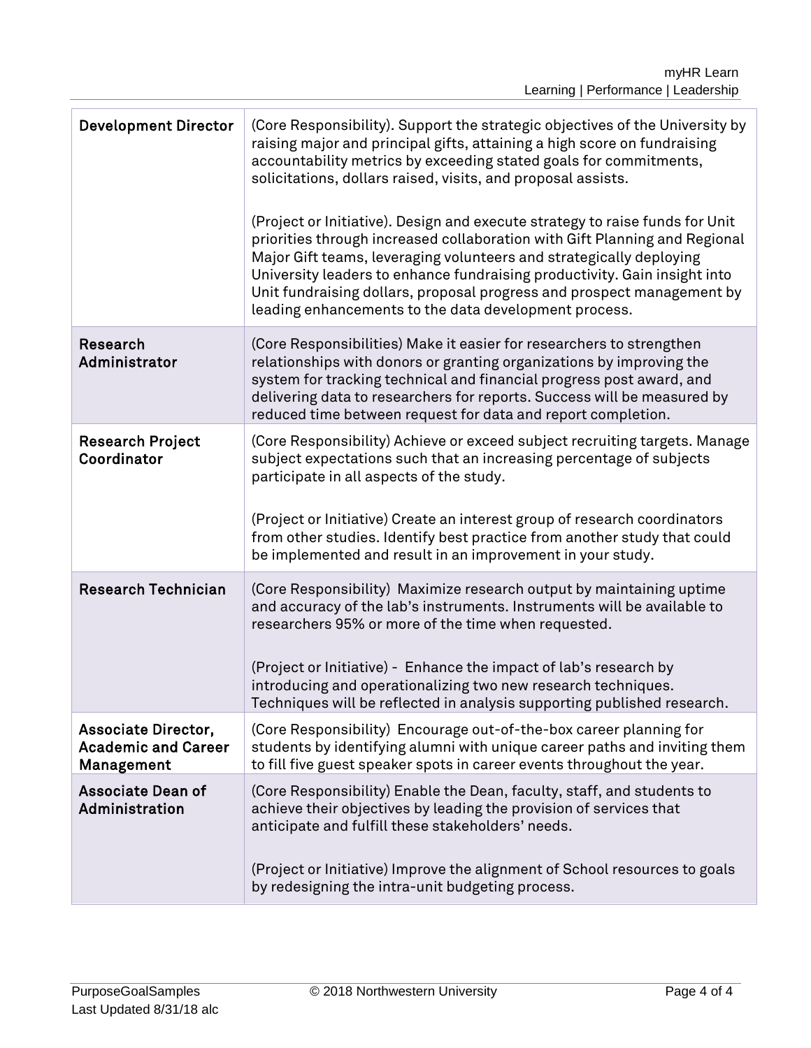| | |
|---|---|
| **Development Director** | (Core Responsibility). Support the strategic objectives of the University by raising major and principal gifts, attaining a high score on fundraising accountability metrics by exceeding stated goals for commitments, solicitations, dollars raised, visits, and proposal assists.<br><br>(Project or Initiative). Design and execute strategy to raise funds for Unit priorities through increased collaboration with Gift Planning and Regional Major Gift teams, leveraging volunteers and strategically deploying University leaders to enhance fundraising productivity. Gain insight into Unit fundraising dollars, proposal progress and prospect management by leading enhancements to the data development process. |
| **Research Administrator** | (Core Responsibilities) Make it easier for researchers to strengthen relationships with donors or granting organizations by improving the system for tracking technical and financial progress post award, and delivering data to researchers for reports. Success will be measured by reduced time between request for data and report completion. |
| **Research Project Coordinator** | (Core Responsibility) Achieve or exceed subject recruiting targets. Manage subject expectations such that an increasing percentage of subjects participate in all aspects of the study.<br><br>(Project or Initiative) Create an interest group of research coordinators from other studies. Identify best practice from another study that could be implemented and result in an improvement in your study. |
| **Research Technician** | (Core Responsibility) Maximize research output by maintaining uptime and accuracy of the lab's instruments. Instruments will be available to researchers 95% or more of the time when requested.<br><br>(Project or Initiative) - Enhance the impact of lab's research by introducing and operationalizing two new research techniques. Techniques will be reflected in analysis supporting published research. |
| **Associate Director, Academic and Career Management** | (Core Responsibility) Encourage out-of-the-box career planning for students by identifying alumni with unique career paths and inviting them to fill five guest speaker spots in career events throughout the year. |
| **Associate Dean of Administration** | (Core Responsibility) Enable the Dean, faculty, staff, and students to achieve their objectives by leading the provision of services that anticipate and fulfill these stakeholders' needs.<br><br>(Project or Initiative) Improve the alignment of School resources to goals by redesigning the intra-unit budgeting process. |